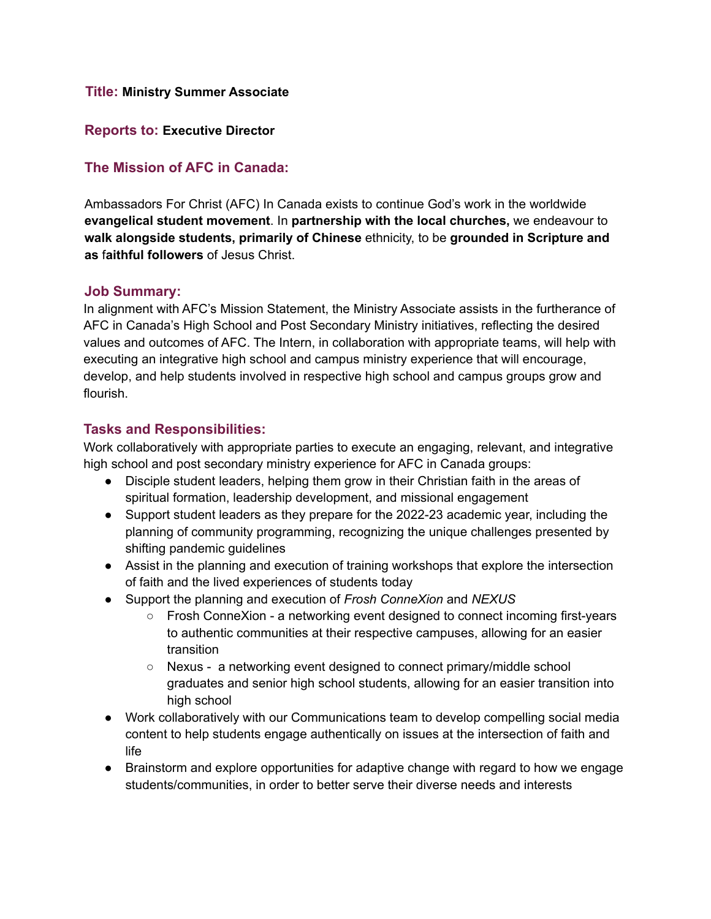**Title:** **Ministry Summer Associate**

**Reports to:** **Executive Director**

## The Mission of AFC in Canada:

Ambassadors For Christ (AFC) In Canada exists to continue God's work in the worldwide **evangelical student movement**. In **partnership with the local churches,** we endeavour to **walk alongside students, primarily of Chinese** ethnicity, to be **grounded in Scripture and as** f**aithful followers** of Jesus Christ.

## Job Summary:

In alignment with AFC's Mission Statement, the Ministry Associate assists in the furtherance of AFC in Canada's High School and Post Secondary Ministry initiatives, reflecting the desired values and outcomes of AFC. The Intern, in collaboration with appropriate teams, will help with executing an integrative high school and campus ministry experience that will encourage, develop, and help students involved in respective high school and campus groups grow and flourish.

## Tasks and Responsibilities:

Work collaboratively with appropriate parties to execute an engaging, relevant, and integrative high school and post secondary ministry experience for AFC in Canada groups:

- Disciple student leaders, helping them grow in their Christian faith in the areas of spiritual formation, leadership development, and missional engagement
- Support student leaders as they prepare for the 2022-23 academic year, including the planning of community programming, recognizing the unique challenges presented by shifting pandemic guidelines
- Assist in the planning and execution of training workshops that explore the intersection of faith and the lived experiences of students today
- Support the planning and execution of *Frosh ConneXion* and *NEXUS*
    - Frosh ConneXion - a networking event designed to connect incoming first-years to authentic communities at their respective campuses, allowing for an easier transition
    - Nexus - a networking event designed to connect primary/middle school graduates and senior high school students, allowing for an easier transition into high school
- Work collaboratively with our Communications team to develop compelling social media content to help students engage authentically on issues at the intersection of faith and life
- Brainstorm and explore opportunities for adaptive change with regard to how we engage students/communities, in order to better serve their diverse needs and interests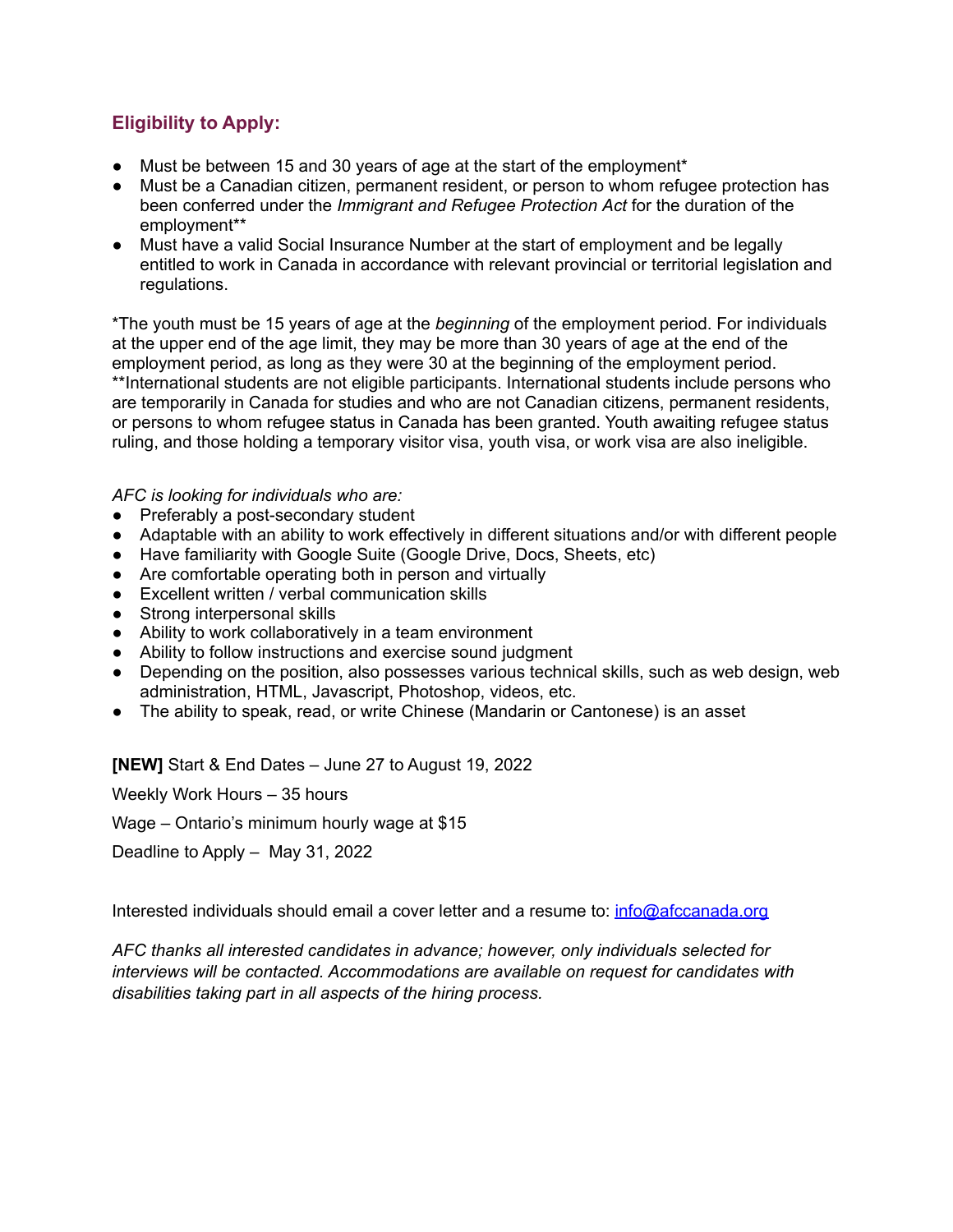### Eligibility to Apply:

- Must be between 15 and 30 years of age at the start of the employment*
- Must be a Canadian citizen, permanent resident, or person to whom refugee protection has been conferred under the *Immigrant and Refugee Protection Act* for the duration of the employment**
- Must have a valid Social Insurance Number at the start of employment and be legally entitled to work in Canada in accordance with relevant provincial or territorial legislation and regulations.

*The youth must be 15 years of age at the *beginning* of the employment period. For individuals at the upper end of the age limit, they may be more than 30 years of age at the end of the employment period, as long as they were 30 at the beginning of the employment period.
**International students are not eligible participants. International students include persons who are temporarily in Canada for studies and who are not Canadian citizens, permanent residents, or persons to whom refugee status in Canada has been granted. Youth awaiting refugee status ruling, and those holding a temporary visitor visa, youth visa, or work visa are also ineligible.

*AFC is looking for individuals who are:*

- Preferably a post-secondary student
- Adaptable with an ability to work effectively in different situations and/or with different people
- Have familiarity with Google Suite (Google Drive, Docs, Sheets, etc)
- Are comfortable operating both in person and virtually
- Excellent written / verbal communication skills
- Strong interpersonal skills
- Ability to work collaboratively in a team environment
- Ability to follow instructions and exercise sound judgment
- Depending on the position, also possesses various technical skills, such as web design, web administration, HTML, Javascript, Photoshop, videos, etc.
- The ability to speak, read, or write Chinese (Mandarin or Cantonese) is an asset

**[NEW]** Start & End Dates – June 27 to August 19, 2022

Weekly Work Hours – 35 hours

Wage – Ontario's minimum hourly wage at $15

Deadline to Apply – May 31, 2022

Interested individuals should email a cover letter and a resume to: info@afccanada.org

*AFC thanks all interested candidates in advance; however, only individuals selected for interviews will be contacted. Accommodations are available on request for candidates with disabilities taking part in all aspects of the hiring process.*